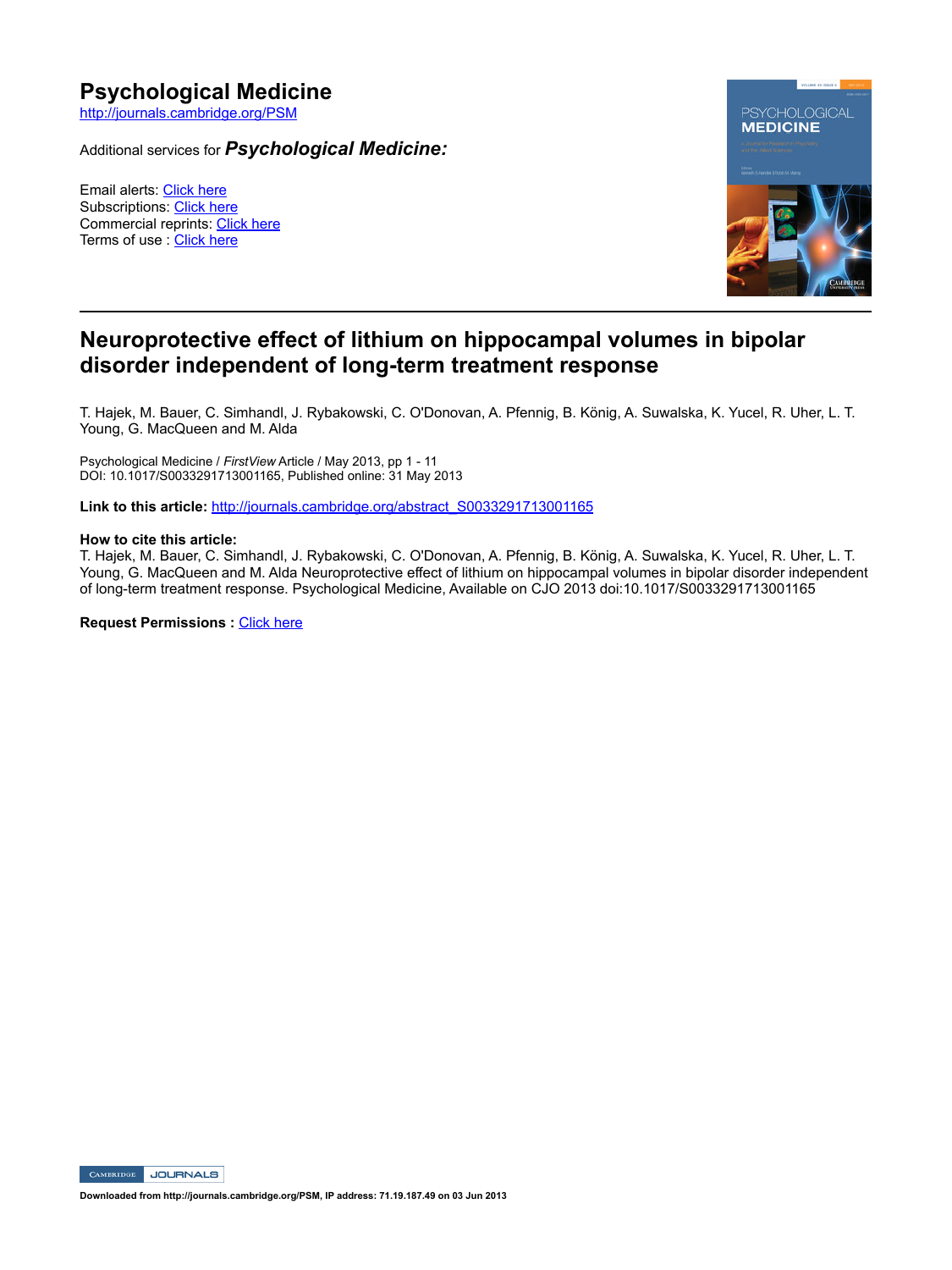# Psychological Medicine

http://journals.cambridge.org/PSM

Additional services for ***Psychological Medicine:***

Email alerts: Click here
Subscriptions: Click here
Commercial reprints: Click here
Terms of use : Click here

---

## Neuroprotective effect of lithium on hippocampal volumes in bipolar disorder independent of long-term treatment response

T. Hajek, M. Bauer, C. Simhandl, J. Rybakowski, C. O'Donovan, A. Pfennig, B. König, A. Suwalska, K. Yucel, R. Uher, L. T. Young, G. MacQueen and M. Alda

Psychological Medicine / *FirstView* Article / May 2013, pp 1 - 11
DOI: 10.1017/S0033291713001165, Published online: 31 May 2013

**Link to this article:** http://journals.cambridge.org/abstract_S0033291713001165

**How to cite this article:**
T. Hajek, M. Bauer, C. Simhandl, J. Rybakowski, C. O'Donovan, A. Pfennig, B. König, A. Suwalska, K. Yucel, R. Uher, L. T. Young, G. MacQueen and M. Alda Neuroprotective effect of lithium on hippocampal volumes in bipolar disorder independent of long-term treatment response. Psychological Medicine, Available on CJO 2013 doi:10.1017/S0033291713001165

**Request Permissions :** Click here

**Downloaded from http://journals.cambridge.org/PSM, IP address: 71.19.187.49 on 03 Jun 2013**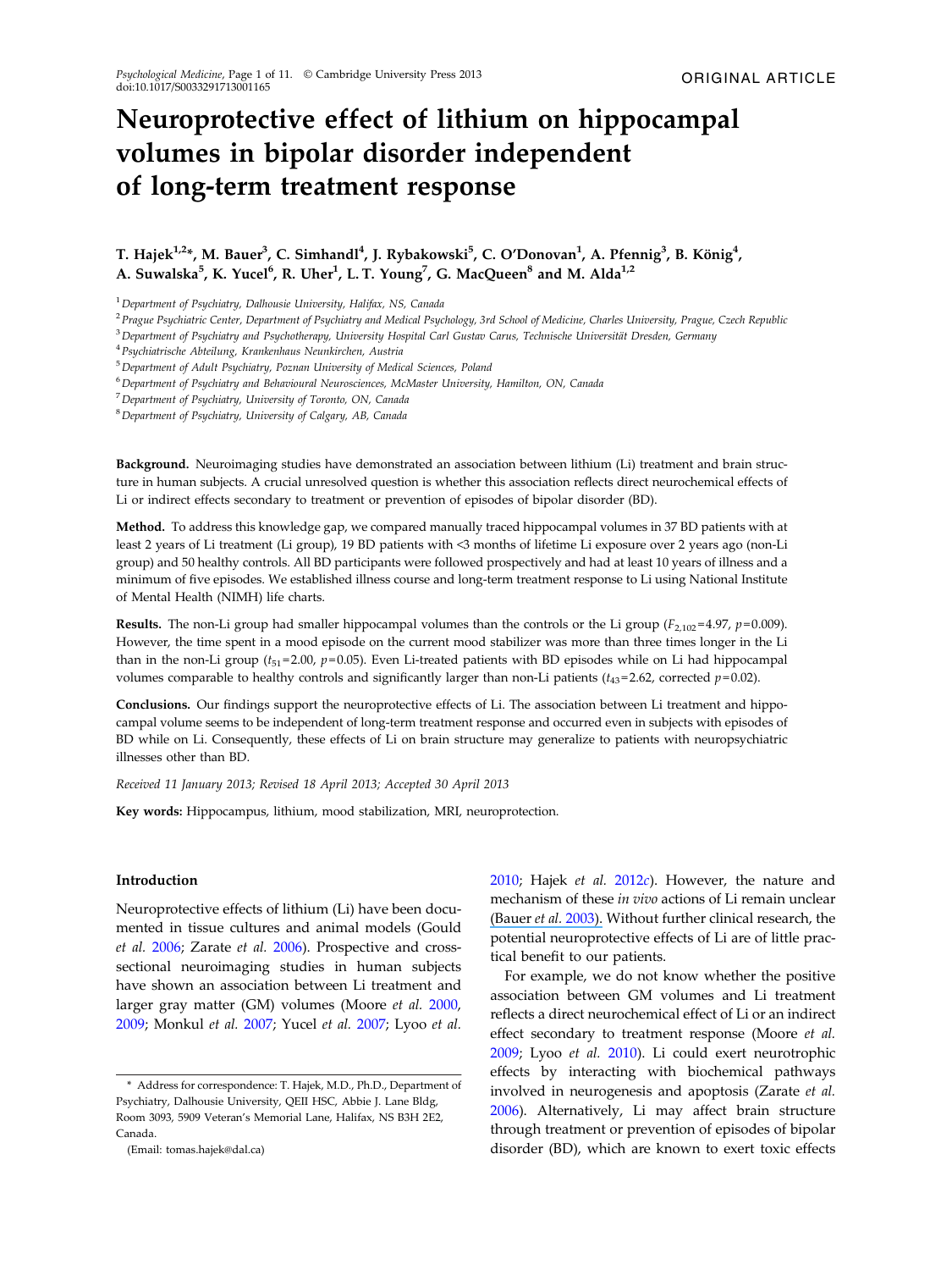# Neuroprotective effect of lithium on hippocampal volumes in bipolar disorder independent of long-term treatment response

**T. Hajek[1,2]*, M. Bauer[3], C. Simhandl[4], J. Rybakowski[5], C. O'Donovan[1], A. Pfennig[3], B. König[4], A. Suwalska[5], K. Yucel[6], R. Uher[1], L. T. Young[7], G. MacQueen[8] and M. Alda[1,2]**

[1] *Department of Psychiatry, Dalhousie University, Halifax, NS, Canada*
[2] *Prague Psychiatric Center, Department of Psychiatry and Medical Psychology, 3rd School of Medicine, Charles University, Prague, Czech Republic*
[3] *Department of Psychiatry and Psychotherapy, University Hospital Carl Gustav Carus, Technische Universität Dresden, Germany*
[4] *Psychiatrische Abteilung, Krankenhaus Neunkirchen, Austria*
[5] *Department of Adult Psychiatry, Poznan University of Medical Sciences, Poland*
[6] *Department of Psychiatry and Behavioural Neurosciences, McMaster University, Hamilton, ON, Canada*
[7] *Department of Psychiatry, University of Toronto, ON, Canada*
[8] *Department of Psychiatry, University of Calgary, AB, Canada*

**Background.** Neuroimaging studies have demonstrated an association between lithium (Li) treatment and brain structure in human subjects. A crucial unresolved question is whether this association reflects direct neurochemical effects of Li or indirect effects secondary to treatment or prevention of episodes of bipolar disorder (BD).

**Method.** To address this knowledge gap, we compared manually traced hippocampal volumes in 37 BD patients with at least 2 years of Li treatment (Li group), 19 BD patients with <3 months of lifetime Li exposure over 2 years ago (non-Li group) and 50 healthy controls. All BD participants were followed prospectively and had at least 10 years of illness and a minimum of five episodes. We established illness course and long-term treatment response to Li using National Institute of Mental Health (NIMH) life charts.

**Results.** The non-Li group had smaller hippocampal volumes than the controls or the Li group ($F_{2,102}=4.97$, $p=0.009$). However, the time spent in a mood episode on the current mood stabilizer was more than three times longer in the Li than in the non-Li group ($t_{51}=2.00$, $p=0.05$). Even Li-treated patients with BD episodes while on Li had hippocampal volumes comparable to healthy controls and significantly larger than non-Li patients ($t_{43}=2.62$, corrected $p=0.02$).

**Conclusions.** Our findings support the neuroprotective effects of Li. The association between Li treatment and hippocampal volume seems to be independent of long-term treatment response and occurred even in subjects with episodes of BD while on Li. Consequently, these effects of Li on brain structure may generalize to patients with neuropsychiatric illnesses other than BD.

*Received 11 January 2013; Revised 18 April 2013; Accepted 30 April 2013*

**Key words:** Hippocampus, lithium, mood stabilization, MRI, neuroprotection.

## Introduction

Neuroprotective effects of lithium (Li) have been documented in tissue cultures and animal models (Gould *et al.* 2006; Zarate *et al.* 2006). Prospective and cross-sectional neuroimaging studies in human subjects have shown an association between Li treatment and larger gray matter (GM) volumes (Moore *et al.* 2000, 2009; Monkul *et al.* 2007; Yucel *et al.* 2007; Lyoo *et al.* 2010; Hajek *et al.* 2012*c*). However, the nature and mechanism of these *in vivo* actions of Li remain unclear (Bauer *et al.* 2003). Without further clinical research, the potential neuroprotective effects of Li are of little practical benefit to our patients.

For example, we do not know whether the positive association between GM volumes and Li treatment reflects a direct neurochemical effect of Li or an indirect effect secondary to treatment response (Moore *et al.* 2009; Lyoo *et al.* 2010). Li could exert neurotrophic effects by interacting with biochemical pathways involved in neurogenesis and apoptosis (Zarate *et al.* 2006). Alternatively, Li may affect brain structure through treatment or prevention of episodes of bipolar disorder (BD), which are known to exert toxic effects

\* Address for correspondence: T. Hajek, M.D., Ph.D., Department of Psychiatry, Dalhousie University, QEII HSC, Abbie J. Lane Bldg, Room 3093, 5909 Veteran's Memorial Lane, Halifax, NS B3H 2E2, Canada.

(Email: tomas.hajek@dal.ca)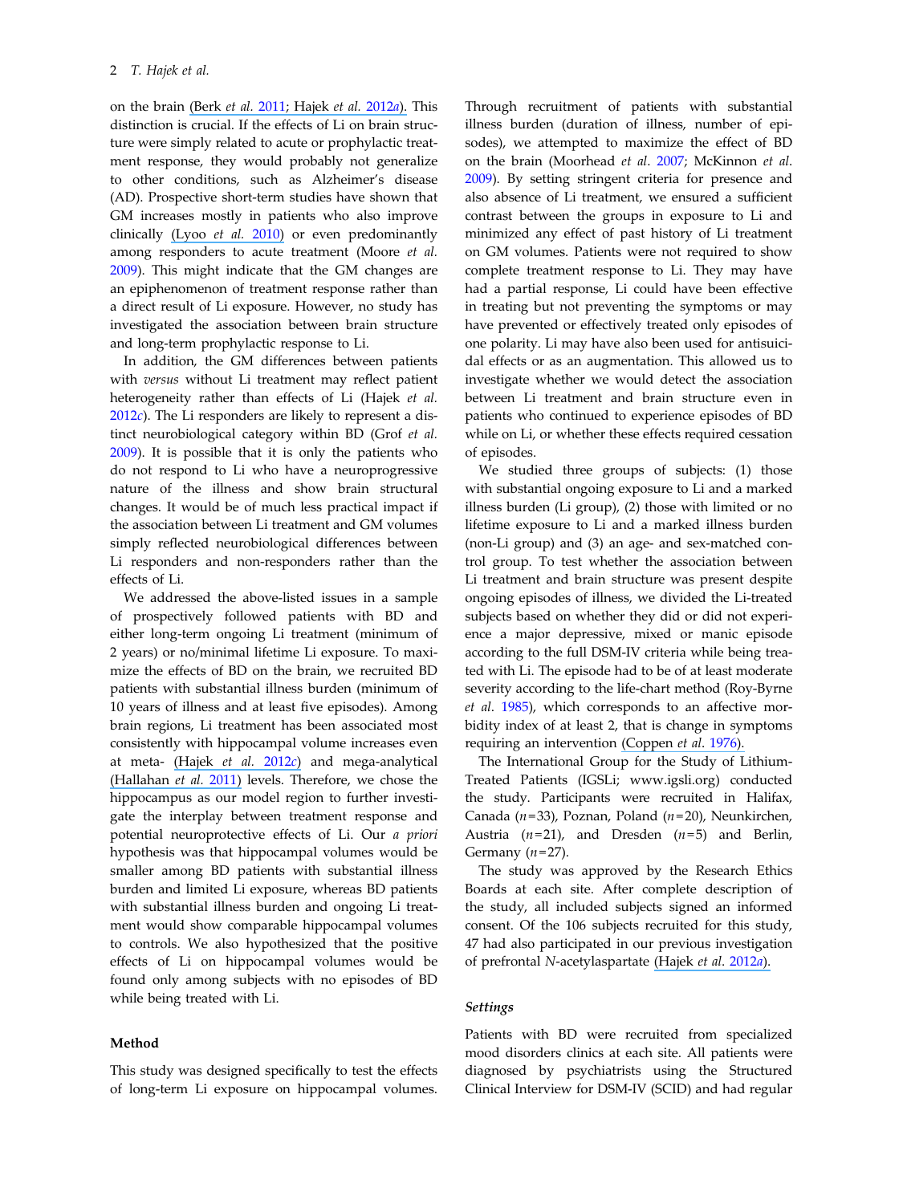on the brain (Berk *et al.* 2011; Hajek *et al.* 2012*a*). This distinction is crucial. If the effects of Li on brain structure were simply related to acute or prophylactic treatment response, they would probably not generalize to other conditions, such as Alzheimer's disease (AD). Prospective short-term studies have shown that GM increases mostly in patients who also improve clinically (Lyoo *et al.* 2010) or even predominantly among responders to acute treatment (Moore *et al.* 2009). This might indicate that the GM changes are an epiphenomenon of treatment response rather than a direct result of Li exposure. However, no study has investigated the association between brain structure and long-term prophylactic response to Li.

In addition, the GM differences between patients with *versus* without Li treatment may reflect patient heterogeneity rather than effects of Li (Hajek *et al.* 2012*c*). The Li responders are likely to represent a distinct neurobiological category within BD (Grof *et al.* 2009). It is possible that it is only the patients who do not respond to Li who have a neuroprogressive nature of the illness and show brain structural changes. It would be of much less practical impact if the association between Li treatment and GM volumes simply reflected neurobiological differences between Li responders and non-responders rather than the effects of Li.

We addressed the above-listed issues in a sample of prospectively followed patients with BD and either long-term ongoing Li treatment (minimum of 2 years) or no/minimal lifetime Li exposure. To maximize the effects of BD on the brain, we recruited BD patients with substantial illness burden (minimum of 10 years of illness and at least five episodes). Among brain regions, Li treatment has been associated most consistently with hippocampal volume increases even at meta- (Hajek *et al.* 2012*c*) and mega-analytical (Hallahan *et al.* 2011) levels. Therefore, we chose the hippocampus as our model region to further investigate the interplay between treatment response and potential neuroprotective effects of Li. Our *a priori* hypothesis was that hippocampal volumes would be smaller among BD patients with substantial illness burden and limited Li exposure, whereas BD patients with substantial illness burden and ongoing Li treatment would show comparable hippocampal volumes to controls. We also hypothesized that the positive effects of Li on hippocampal volumes would be found only among subjects with no episodes of BD while being treated with Li.

## Method

This study was designed specifically to test the effects of long-term Li exposure on hippocampal volumes. Through recruitment of patients with substantial illness burden (duration of illness, number of episodes), we attempted to maximize the effect of BD on the brain (Moorhead *et al.* 2007; McKinnon *et al.* 2009). By setting stringent criteria for presence and also absence of Li treatment, we ensured a sufficient contrast between the groups in exposure to Li and minimized any effect of past history of Li treatment on GM volumes. Patients were not required to show complete treatment response to Li. They may have had a partial response, Li could have been effective in treating but not preventing the symptoms or may have prevented or effectively treated only episodes of one polarity. Li may have also been used for antisuicidal effects or as an augmentation. This allowed us to investigate whether we would detect the association between Li treatment and brain structure even in patients who continued to experience episodes of BD while on Li, or whether these effects required cessation of episodes.

We studied three groups of subjects: (1) those with substantial ongoing exposure to Li and a marked illness burden (Li group), (2) those with limited or no lifetime exposure to Li and a marked illness burden (non-Li group) and (3) an age- and sex-matched control group. To test whether the association between Li treatment and brain structure was present despite ongoing episodes of illness, we divided the Li-treated subjects based on whether they did or did not experience a major depressive, mixed or manic episode according to the full DSM-IV criteria while being treated with Li. The episode had to be of at least moderate severity according to the life-chart method (Roy-Byrne *et al.* 1985), which corresponds to an affective morbidity index of at least 2, that is change in symptoms requiring an intervention (Coppen *et al.* 1976).

The International Group for the Study of Lithium-Treated Patients (IGSLi; www.igsli.org) conducted the study. Participants were recruited in Halifax, Canada ($n$=33), Poznan, Poland ($n$=20), Neunkirchen, Austria ($n$=21), and Dresden ($n$=5) and Berlin, Germany ($n$=27).

The study was approved by the Research Ethics Boards at each site. After complete description of the study, all included subjects signed an informed consent. Of the 106 subjects recruited for this study, 47 had also participated in our previous investigation of prefrontal *N*-acetylaspartate (Hajek *et al.* 2012*a*).

### Settings

Patients with BD were recruited from specialized mood disorders clinics at each site. All patients were diagnosed by psychiatrists using the Structured Clinical Interview for DSM-IV (SCID) and had regular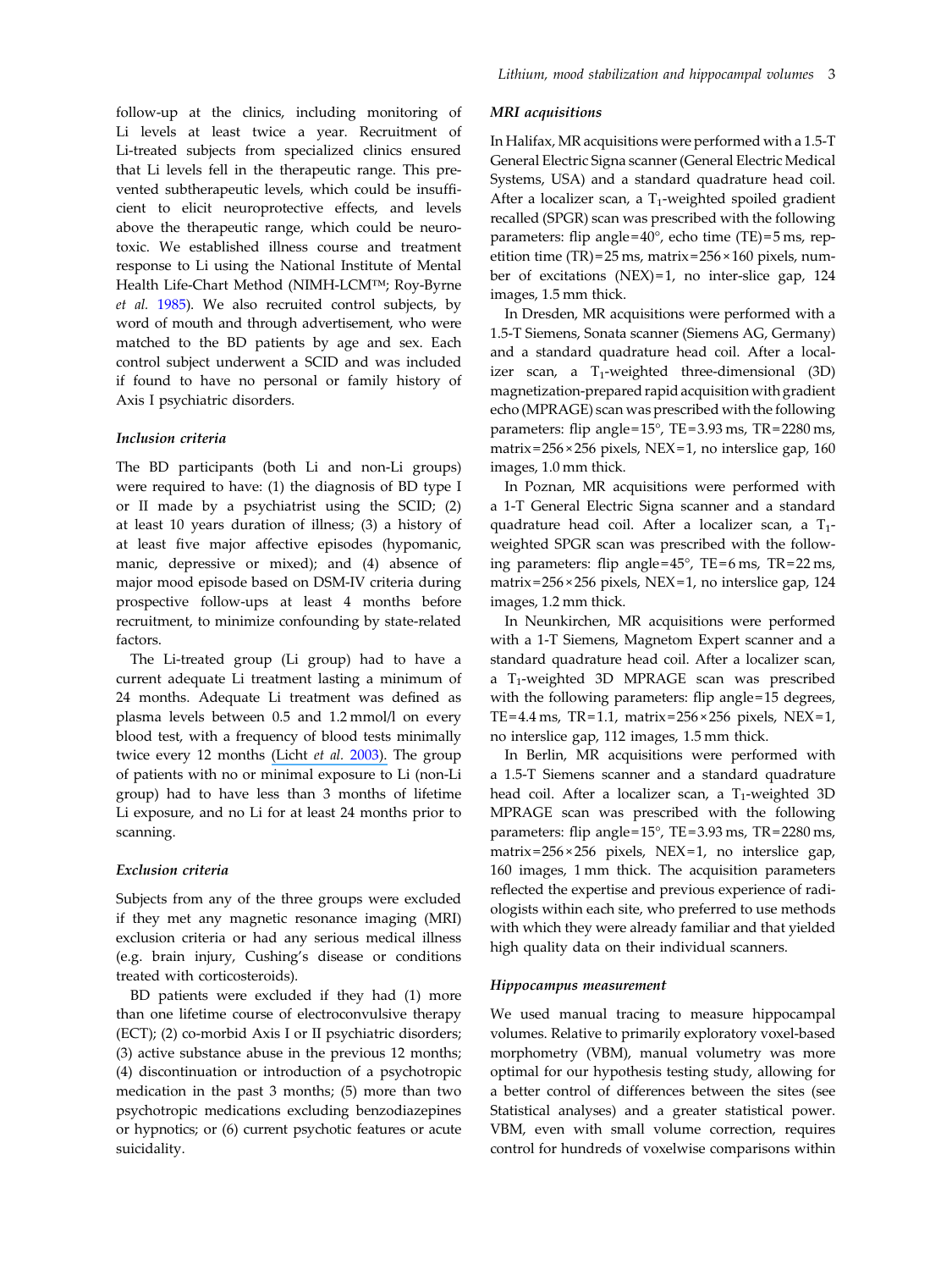follow-up at the clinics, including monitoring of Li levels at least twice a year. Recruitment of Li-treated subjects from specialized clinics ensured that Li levels fell in the therapeutic range. This prevented subtherapeutic levels, which could be insufficient to elicit neuroprotective effects, and levels above the therapeutic range, which could be neurotoxic. We established illness course and treatment response to Li using the National Institute of Mental Health Life-Chart Method (NIMH-LCM™; Roy-Byrne *et al.* 1985). We also recruited control subjects, by word of mouth and through advertisement, who were matched to the BD patients by age and sex. Each control subject underwent a SCID and was included if found to have no personal or family history of Axis I psychiatric disorders.

### *Inclusion criteria*

The BD participants (both Li and non-Li groups) were required to have: (1) the diagnosis of BD type I or II made by a psychiatrist using the SCID; (2) at least 10 years duration of illness; (3) a history of at least five major affective episodes (hypomanic, manic, depressive or mixed); and (4) absence of major mood episode based on DSM-IV criteria during prospective follow-ups at least 4 months before recruitment, to minimize confounding by state-related factors.

The Li-treated group (Li group) had to have a current adequate Li treatment lasting a minimum of 24 months. Adequate Li treatment was defined as plasma levels between 0.5 and 1.2 mmol/l on every blood test, with a frequency of blood tests minimally twice every 12 months (Licht *et al.* 2003). The group of patients with no or minimal exposure to Li (non-Li group) had to have less than 3 months of lifetime Li exposure, and no Li for at least 24 months prior to scanning.

### *Exclusion criteria*

Subjects from any of the three groups were excluded if they met any magnetic resonance imaging (MRI) exclusion criteria or had any serious medical illness (e.g. brain injury, Cushing's disease or conditions treated with corticosteroids).

BD patients were excluded if they had (1) more than one lifetime course of electroconvulsive therapy (ECT); (2) co-morbid Axis I or II psychiatric disorders; (3) active substance abuse in the previous 12 months; (4) discontinuation or introduction of a psychotropic medication in the past 3 months; (5) more than two psychotropic medications excluding benzodiazepines or hypnotics; or (6) current psychotic features or acute suicidality.

### *MRI acquisitions*

In Halifax, MR acquisitions were performed with a 1.5-T General Electric Signa scanner (General Electric Medical Systems, USA) and a standard quadrature head coil. After a localizer scan, a $T_1$-weighted spoiled gradient recalled (SPGR) scan was prescribed with the following parameters: flip angle = 40°, echo time (TE) = 5 ms, repetition time (TR) = 25 ms, matrix = 256 × 160 pixels, number of excitations (NEX) = 1, no inter-slice gap, 124 images, 1.5 mm thick.

In Dresden, MR acquisitions were performed with a 1.5-T Siemens, Sonata scanner (Siemens AG, Germany) and a standard quadrature head coil. After a localizer scan, a $T_1$-weighted three-dimensional (3D) magnetization-prepared rapid acquisition with gradient echo (MPRAGE) scan was prescribed with the following parameters: flip angle = 15°, TE = 3.93 ms, TR = 2280 ms, matrix = 256 × 256 pixels, NEX = 1, no interslice gap, 160 images, 1.0 mm thick.

In Poznan, MR acquisitions were performed with a 1-T General Electric Signa scanner and a standard quadrature head coil. After a localizer scan, a $T_1$-weighted SPGR scan was prescribed with the following parameters: flip angle = 45°, TE = 6 ms, TR = 22 ms, matrix = 256 × 256 pixels, NEX = 1, no interslice gap, 124 images, 1.2 mm thick.

In Neunkirchen, MR acquisitions were performed with a 1-T Siemens, Magnetom Expert scanner and a standard quadrature head coil. After a localizer scan, a $T_1$-weighted 3D MPRAGE scan was prescribed with the following parameters: flip angle = 15 degrees, TE = 4.4 ms, TR = 1.1, matrix = 256 × 256 pixels, NEX = 1, no interslice gap, 112 images, 1.5 mm thick.

In Berlin, MR acquisitions were performed with a 1.5-T Siemens scanner and a standard quadrature head coil. After a localizer scan, a $T_1$-weighted 3D MPRAGE scan was prescribed with the following parameters: flip angle = 15°, TE = 3.93 ms, TR = 2280 ms, matrix = 256 × 256 pixels, NEX = 1, no interslice gap, 160 images, 1 mm thick. The acquisition parameters reflected the expertise and previous experience of radiologists within each site, who preferred to use methods with which they were already familiar and that yielded high quality data on their individual scanners.

### *Hippocampus measurement*

We used manual tracing to measure hippocampal volumes. Relative to primarily exploratory voxel-based morphometry (VBM), manual volumetry was more optimal for our hypothesis testing study, allowing for a better control of differences between the sites (see Statistical analyses) and a greater statistical power. VBM, even with small volume correction, requires control for hundreds of voxelwise comparisons within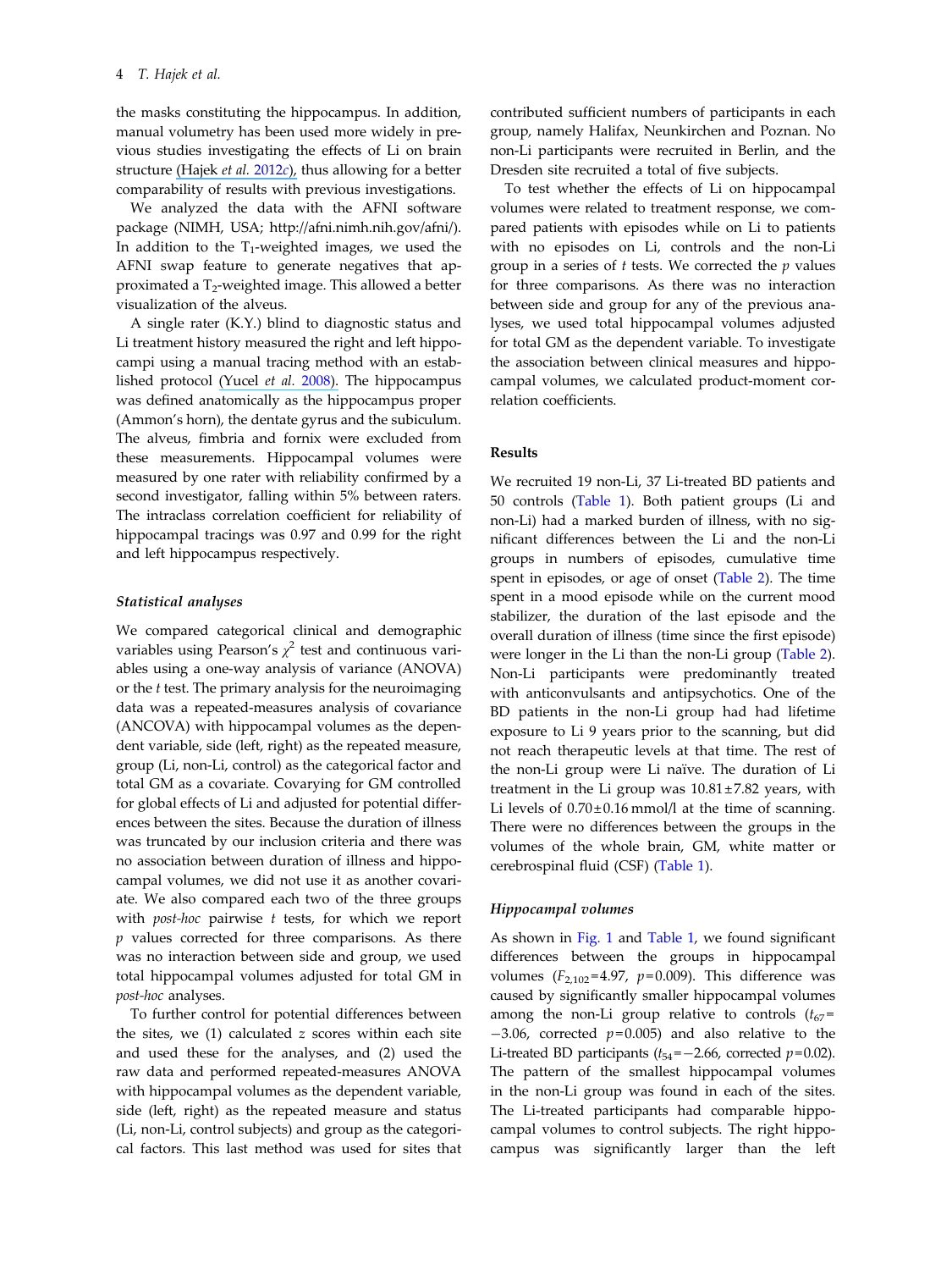the masks constituting the hippocampus. In addition, manual volumetry has been used more widely in previous studies investigating the effects of Li on brain structure (Hajek *et al.* 2012*c*), thus allowing for a better comparability of results with previous investigations.

We analyzed the data with the AFNI software package (NIMH, USA; http://afni.nimh.nih.gov/afni/). In addition to the $T_1$-weighted images, we used the AFNI swap feature to generate negatives that approximated a $T_2$-weighted image. This allowed a better visualization of the alveus.

A single rater (K.Y.) blind to diagnostic status and Li treatment history measured the right and left hippocampi using a manual tracing method with an established protocol (Yucel *et al.* 2008). The hippocampus was defined anatomically as the hippocampus proper (Ammon's horn), the dentate gyrus and the subiculum. The alveus, fimbria and fornix were excluded from these measurements. Hippocampal volumes were measured by one rater with reliability confirmed by a second investigator, falling within 5% between raters. The intraclass correlation coefficient for reliability of hippocampal tracings was 0.97 and 0.99 for the right and left hippocampus respectively.

### *Statistical analyses*

We compared categorical clinical and demographic variables using Pearson's $\chi^2$ test and continuous variables using a one-way analysis of variance (ANOVA) or the *t* test. The primary analysis for the neuroimaging data was a repeated-measures analysis of covariance (ANCOVA) with hippocampal volumes as the dependent variable, side (left, right) as the repeated measure, group (Li, non-Li, control) as the categorical factor and total GM as a covariate. Covarying for GM controlled for global effects of Li and adjusted for potential differences between the sites. Because the duration of illness was truncated by our inclusion criteria and there was no association between duration of illness and hippocampal volumes, we did not use it as another covariate. We also compared each two of the three groups with *post-hoc* pairwise *t* tests, for which we report *p* values corrected for three comparisons. As there was no interaction between side and group, we used total hippocampal volumes adjusted for total GM in *post-hoc* analyses.

To further control for potential differences between the sites, we (1) calculated *z* scores within each site and used these for the analyses, and (2) used the raw data and performed repeated-measures ANOVA with hippocampal volumes as the dependent variable, side (left, right) as the repeated measure and status (Li, non-Li, control subjects) and group as the categorical factors. This last method was used for sites that contributed sufficient numbers of participants in each group, namely Halifax, Neunkirchen and Poznan. No non-Li participants were recruited in Berlin, and the Dresden site recruited a total of five subjects.

To test whether the effects of Li on hippocampal volumes were related to treatment response, we compared patients with episodes while on Li to patients with no episodes on Li, controls and the non-Li group in a series of *t* tests. We corrected the *p* values for three comparisons. As there was no interaction between side and group for any of the previous analyses, we used total hippocampal volumes adjusted for total GM as the dependent variable. To investigate the association between clinical measures and hippocampal volumes, we calculated product-moment correlation coefficients.

## Results

We recruited 19 non-Li, 37 Li-treated BD patients and 50 controls (Table 1). Both patient groups (Li and non-Li) had a marked burden of illness, with no significant differences between the Li and the non-Li groups in numbers of episodes, cumulative time spent in episodes, or age of onset (Table 2). The time spent in a mood episode while on the current mood stabilizer, the duration of the last episode and the overall duration of illness (time since the first episode) were longer in the Li than the non-Li group (Table 2). Non-Li participants were predominantly treated with anticonvulsants and antipsychotics. One of the BD patients in the non-Li group had had lifetime exposure to Li 9 years prior to the scanning, but did not reach therapeutic levels at that time. The rest of the non-Li group were Li naïve. The duration of Li treatment in the Li group was 10.81 ± 7.82 years, with Li levels of 0.70 ± 0.16 mmol/l at the time of scanning. There were no differences between the groups in the volumes of the whole brain, GM, white matter or cerebrospinal fluid (CSF) (Table 1).

### *Hippocampal volumes*

As shown in Fig. 1 and Table 1, we found significant differences between the groups in hippocampal volumes ($F_{2,102}$ = 4.97, $p$ = 0.009). This difference was caused by significantly smaller hippocampal volumes among the non-Li group relative to controls ($t_{67}$ = −3.06, corrected $p$ = 0.005) and also relative to the Li-treated BD participants ($t_{54}$ = −2.66, corrected $p$ = 0.02). The pattern of the smallest hippocampal volumes in the non-Li group was found in each of the sites. The Li-treated participants had comparable hippocampal volumes to control subjects. The right hippocampus was significantly larger than the left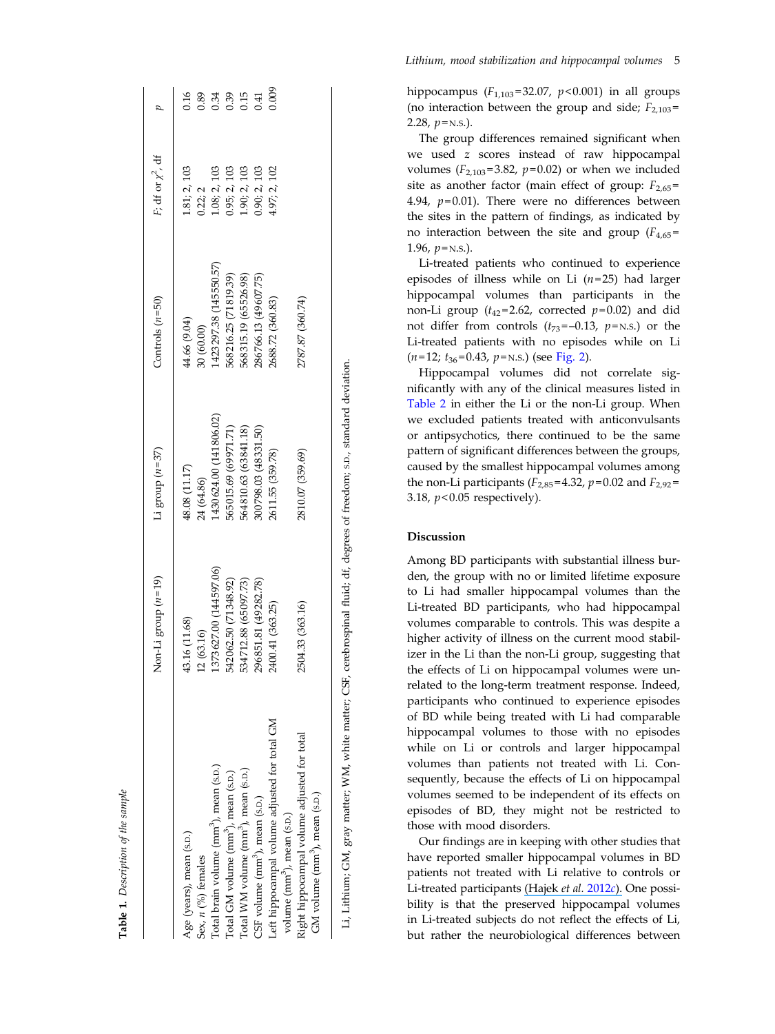**Table 1.** *Description of the sample*

| | Non-Li group ($n$=19) | Li group ($n$=37) | Controls ($n$=50) | $F$; df or $\chi^2$, df | $p$ |
|---|---|---|---|---|---|
| Age (years), mean (S.D.) | 43.16 (11.68) | 48.08 (11.17) | 44.66 (9.04) | 1.81; 2, 103 | 0.16 |
| Sex, $n$ (%) females | 12 (63.16) | 24 (64.86) | 30 (60.00) | 0.22; 2 | 0.89 |
| Total brain volume (mm$^3$), mean (S.D.) | 1373 627.00 (144 597.06) | 1430 624.00 (141 806.02) | 1423 297.38 (145 550.57) | 1.08; 2, 103 | 0.34 |
| Total GM volume (mm$^3$), mean (S.D.) | 542 062.50 (71 348.92) | 565 015.69 (69 971.71) | 568 216.25 (71 819.39) | 0.95; 2, 103 | 0.39 |
| Total WM volume (mm$^3$), mean (S.D.) | 534 712.88 (65 097.73) | 564 810.63 (63 841.18) | 568 315.19 (65 526.98) | 1.90; 2, 103 | 0.15 |
| CSF volume (mm$^3$), mean (S.D.) | 296 851.81 (49 282.78) | 300 798.03 (48 331.50) | 286 766.13 (49 607.75) | 0.90; 2, 103 | 0.41 |
| Left hippocampal volume adjusted for total GM volume (mm$^3$), mean (S.D.) | 2400.41 (363.25) | 2611.55 (359.78) | 2688.72 (360.83) | 4.97; 2, 102 | 0.009 |
| Right hippocampal volume adjusted for total GM volume (mm$^3$), mean (S.D.) | 2504.33 (363.16) | 2810.07 (359.69) | 2787.87 (360.74) | | |

Li, Lithium; GM, gray matter; WM, white matter; CSF, cerebrospinal fluid; df, degrees of freedom; S.D., standard deviation.

hippocampus ($F_{1,103}$=32.07, $p$<0.001) in all groups (no interaction between the group and side; $F_{2,103}$=2.28, $p$=N.S.).

The group differences remained significant when we used $z$ scores instead of raw hippocampal volumes ($F_{2,103}$=3.82, $p$=0.02) or when we included site as another factor (main effect of group: $F_{2,65}$=4.94, $p$=0.01). There were no differences between the sites in the pattern of findings, as indicated by no interaction between the site and group ($F_{4,65}$=1.96, $p$=N.S.).

Li-treated patients who continued to experience episodes of illness while on Li ($n$=25) had larger hippocampal volumes than participants in the non-Li group ($t_{42}$=2.62, corrected $p$=0.02) and did not differ from controls ($t_{73}$=−0.13, $p$=N.S.) or the Li-treated patients with no episodes while on Li ($n$=12; $t_{36}$=0.43, $p$=N.S.) (see Fig. 2).

Hippocampal volumes did not correlate significantly with any of the clinical measures listed in Table 2 in either the Li or the non-Li group. When we excluded patients treated with anticonvulsants or antipsychotics, there continued to be the same pattern of significant differences between the groups, caused by the smallest hippocampal volumes among the non-Li participants ($F_{2,85}$=4.32, $p$=0.02 and $F_{2,92}$=3.18, $p$<0.05 respectively).

## Discussion

Among BD participants with substantial illness burden, the group with no or limited lifetime exposure to Li had smaller hippocampal volumes than the Li-treated BD participants, who had hippocampal volumes comparable to controls. This was despite a higher activity of illness on the current mood stabilizer in the Li than the non-Li group, suggesting that the effects of Li on hippocampal volumes were unrelated to the long-term treatment response. Indeed, participants who continued to experience episodes of BD while being treated with Li had comparable hippocampal volumes to those with no episodes while on Li or controls and larger hippocampal volumes than patients not treated with Li. Consequently, because the effects of Li on hippocampal volumes seemed to be independent of its effects on episodes of BD, they might not be restricted to those with mood disorders.

Our findings are in keeping with other studies that have reported smaller hippocampal volumes in BD patients not treated with Li relative to controls or Li-treated participants (Hajek *et al.* 2012*c*). One possibility is that the preserved hippocampal volumes in Li-treated subjects do not reflect the effects of Li, but rather the neurobiological differences between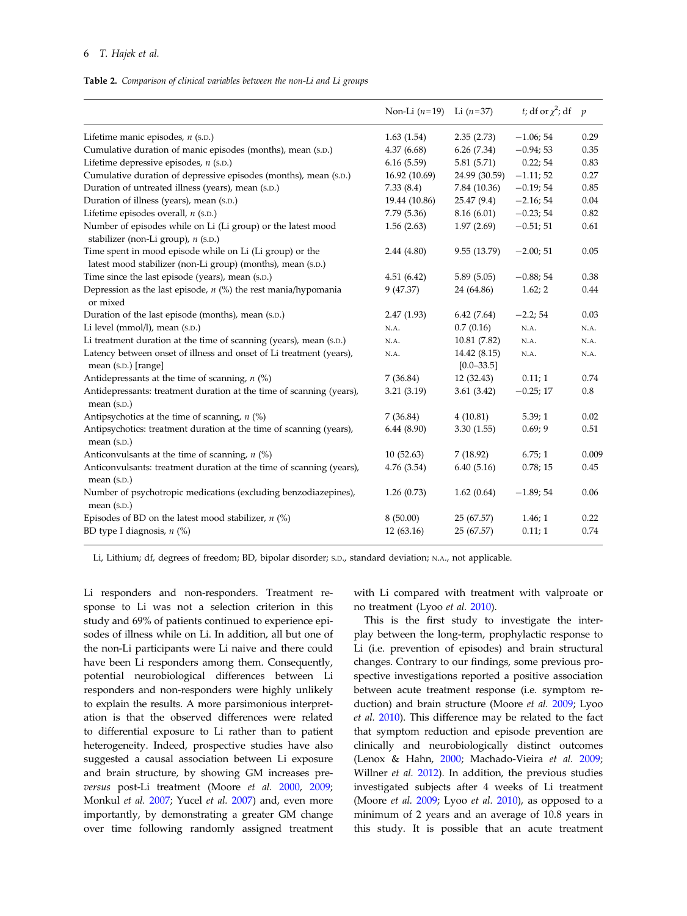**Table 2.** *Comparison of clinical variables between the non-Li and Li groups*

| | Non-Li ($n$=19) | Li ($n$=37) | $t$; df or $\chi^2$; df | $p$ |
|---|---|---|---|---|
| Lifetime manic episodes, $n$ (S.D.) | 1.63 (1.54) | 2.35 (2.73) | −1.06; 54 | 0.29 |
| Cumulative duration of manic episodes (months), mean (S.D.) | 4.37 (6.68) | 6.26 (7.34) | −0.94; 53 | 0.35 |
| Lifetime depressive episodes, $n$ (S.D.) | 6.16 (5.59) | 5.81 (5.71) | 0.22; 54 | 0.83 |
| Cumulative duration of depressive episodes (months), mean (S.D.) | 16.92 (10.69) | 24.99 (30.59) | −1.11; 52 | 0.27 |
| Duration of untreated illness (years), mean (S.D.) | 7.33 (8.4) | 7.84 (10.36) | −0.19; 54 | 0.85 |
| Duration of illness (years), mean (S.D.) | 19.44 (10.86) | 25.47 (9.4) | −2.16; 54 | 0.04 |
| Lifetime episodes overall, $n$ (S.D.) | 7.79 (5.36) | 8.16 (6.01) | −0.23; 54 | 0.82 |
| Number of episodes while on Li (Li group) or the latest mood stabilizer (non-Li group), $n$ (S.D.) | 1.56 (2.63) | 1.97 (2.69) | −0.51; 51 | 0.61 |
| Time spent in mood episode while on Li (Li group) or the latest mood stabilizer (non-Li group) (months), mean (S.D.) | 2.44 (4.80) | 9.55 (13.79) | −2.00; 51 | 0.05 |
| Time since the last episode (years), mean (S.D.) | 4.51 (6.42) | 5.89 (5.05) | −0.88; 54 | 0.38 |
| Depression as the last episode, $n$ (%) the rest mania/hypomania or mixed | 9 (47.37) | 24 (64.86) | 1.62; 2 | 0.44 |
| Duration of the last episode (months), mean (S.D.) | 2.47 (1.93) | 6.42 (7.64) | −2.2; 54 | 0.03 |
| Li level (mmol/l), mean (S.D.) | N.A. | 0.7 (0.16) | N.A. | N.A. |
| Li treatment duration at the time of scanning (years), mean (S.D.) | N.A. | 10.81 (7.82) | N.A. | N.A. |
| Latency between onset of illness and onset of Li treatment (years), mean (S.D.) [range] | N.A. | 14.42 (8.15) [0.0–33.5] | N.A. | N.A. |
| Antidepressants at the time of scanning, $n$ (%) | 7 (36.84) | 12 (32.43) | 0.11; 1 | 0.74 |
| Antidepressants: treatment duration at the time of scanning (years), mean (S.D.) | 3.21 (3.19) | 3.61 (3.42) | −0.25; 17 | 0.8 |
| Antipsychotics at the time of scanning, $n$ (%) | 7 (36.84) | 4 (10.81) | 5.39; 1 | 0.02 |
| Antipsychotics: treatment duration at the time of scanning (years), mean (S.D.) | 6.44 (8.90) | 3.30 (1.55) | 0.69; 9 | 0.51 |
| Anticonvulsants at the time of scanning, $n$ (%) | 10 (52.63) | 7 (18.92) | 6.75; 1 | 0.009 |
| Anticonvulsants: treatment duration at the time of scanning (years), mean (S.D.) | 4.76 (3.54) | 6.40 (5.16) | 0.78; 15 | 0.45 |
| Number of psychotropic medications (excluding benzodiazepines), mean (S.D.) | 1.26 (0.73) | 1.62 (0.64) | −1.89; 54 | 0.06 |
| Episodes of BD on the latest mood stabilizer, $n$ (%) | 8 (50.00) | 25 (67.57) | 1.46; 1 | 0.22 |
| BD type I diagnosis, $n$ (%) | 12 (63.16) | 25 (67.57) | 0.11; 1 | 0.74 |

Li, Lithium; df, degrees of freedom; BD, bipolar disorder; S.D., standard deviation; N.A., not applicable.

Li responders and non-responders. Treatment response to Li was not a selection criterion in this study and 69% of patients continued to experience episodes of illness while on Li. In addition, all but one of the non-Li participants were Li naive and there could have been Li responders among them. Consequently, potential neurobiological differences between Li responders and non-responders were highly unlikely to explain the results. A more parsimonious interpretation is that the observed differences were related to differential exposure to Li rather than to patient heterogeneity. Indeed, prospective studies have also suggested a causal association between Li exposure and brain structure, by showing GM increases pre-*versus* post-Li treatment (Moore *et al.* 2000, 2009; Monkul *et al.* 2007; Yucel *et al.* 2007) and, even more importantly, by demonstrating a greater GM change over time following randomly assigned treatment with Li compared with treatment with valproate or no treatment (Lyoo *et al.* 2010).

This is the first study to investigate the interplay between the long-term, prophylactic response to Li (i.e. prevention of episodes) and brain structural changes. Contrary to our findings, some previous prospective investigations reported a positive association between acute treatment response (i.e. symptom reduction) and brain structure (Moore *et al.* 2009; Lyoo *et al.* 2010). This difference may be related to the fact that symptom reduction and episode prevention are clinically and neurobiologically distinct outcomes (Lenox & Hahn, 2000; Machado-Vieira *et al.* 2009; Willner *et al.* 2012). In addition, the previous studies investigated subjects after 4 weeks of Li treatment (Moore *et al.* 2009; Lyoo *et al.* 2010), as opposed to a minimum of 2 years and an average of 10.8 years in this study. It is possible that an acute treatment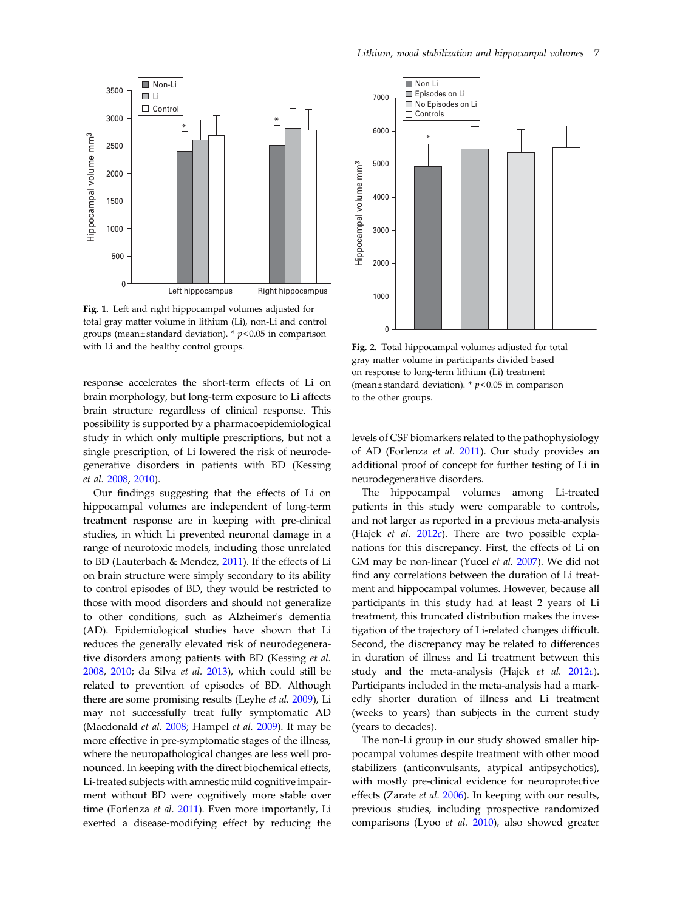Fig. 1. Left and right hippocampal volumes adjusted for total gray matter volume in lithium (Li), non-Li and control groups (mean±standard deviation). * $p<0.05$ in comparison with Li and the healthy control groups.

Fig. 2. Total hippocampal volumes adjusted for total gray matter volume in participants divided based on response to long-term lithium (Li) treatment (mean±standard deviation). * $p<0.05$ in comparison to the other groups.

response accelerates the short-term effects of Li on brain morphology, but long-term exposure to Li affects brain structure regardless of clinical response. This possibility is supported by a pharmacoepidemiological study in which only multiple prescriptions, but not a single prescription, of Li lowered the risk of neurodegenerative disorders in patients with BD (Kessing *et al.* 2008, 2010).

Our findings suggesting that the effects of Li on hippocampal volumes are independent of long-term treatment response are in keeping with pre-clinical studies, in which Li prevented neuronal damage in a range of neurotoxic models, including those unrelated to BD (Lauterbach & Mendez, 2011). If the effects of Li on brain structure were simply secondary to its ability to control episodes of BD, they would be restricted to those with mood disorders and should not generalize to other conditions, such as Alzheimer's dementia (AD). Epidemiological studies have shown that Li reduces the generally elevated risk of neurodegenerative disorders among patients with BD (Kessing *et al.* 2008, 2010; da Silva *et al.* 2013), which could still be related to prevention of episodes of BD. Although there are some promising results (Leyhe *et al.* 2009), Li may not successfully treat fully symptomatic AD (Macdonald *et al.* 2008; Hampel *et al.* 2009). It may be more effective in pre-symptomatic stages of the illness, where the neuropathological changes are less well pronounced. In keeping with the direct biochemical effects, Li-treated subjects with amnestic mild cognitive impairment without BD were cognitively more stable over time (Forlenza *et al.* 2011). Even more importantly, Li exerted a disease-modifying effect by reducing the levels of CSF biomarkers related to the pathophysiology of AD (Forlenza *et al.* 2011). Our study provides an additional proof of concept for further testing of Li in neurodegenerative disorders.

The hippocampal volumes among Li-treated patients in this study were comparable to controls, and not larger as reported in a previous meta-analysis (Hajek *et al.* 2012*c*). There are two possible explanations for this discrepancy. First, the effects of Li on GM may be non-linear (Yucel *et al.* 2007). We did not find any correlations between the duration of Li treatment and hippocampal volumes. However, because all participants in this study had at least 2 years of Li treatment, this truncated distribution makes the investigation of the trajectory of Li-related changes difficult. Second, the discrepancy may be related to differences in duration of illness and Li treatment between this study and the meta-analysis (Hajek *et al.* 2012*c*). Participants included in the meta-analysis had a markedly shorter duration of illness and Li treatment (weeks to years) than subjects in the current study (years to decades).

The non-Li group in our study showed smaller hippocampal volumes despite treatment with other mood stabilizers (anticonvulsants, atypical antipsychotics), with mostly pre-clinical evidence for neuroprotective effects (Zarate *et al.* 2006). In keeping with our results, previous studies, including prospective randomized comparisons (Lyoo *et al.* 2010), also showed greater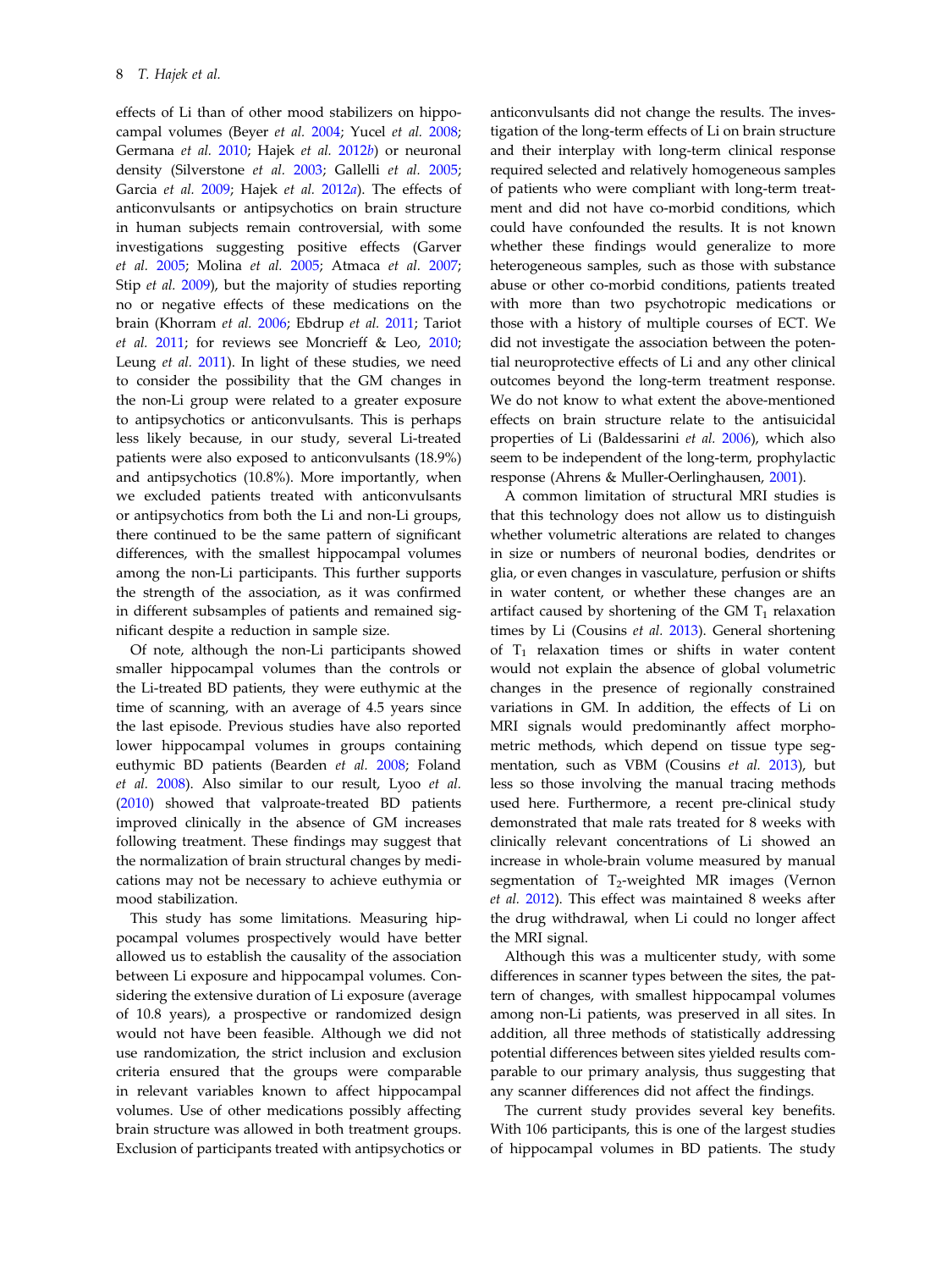effects of Li than of other mood stabilizers on hippocampal volumes (Beyer *et al.* 2004; Yucel *et al.* 2008; Germana *et al.* 2010; Hajek *et al.* 2012*b*) or neuronal density (Silverstone *et al.* 2003; Gallelli *et al.* 2005; Garcia *et al.* 2009; Hajek *et al.* 2012*a*). The effects of anticonvulsants or antipsychotics on brain structure in human subjects remain controversial, with some investigations suggesting positive effects (Garver *et al.* 2005; Molina *et al.* 2005; Atmaca *et al.* 2007; Stip *et al.* 2009), but the majority of studies reporting no or negative effects of these medications on the brain (Khorram *et al.* 2006; Ebdrup *et al.* 2011; Tariot *et al.* 2011; for reviews see Moncrieff & Leo, 2010; Leung *et al.* 2011). In light of these studies, we need to consider the possibility that the GM changes in the non-Li group were related to a greater exposure to antipsychotics or anticonvulsants. This is perhaps less likely because, in our study, several Li-treated patients were also exposed to anticonvulsants (18.9%) and antipsychotics (10.8%). More importantly, when we excluded patients treated with anticonvulsants or antipsychotics from both the Li and non-Li groups, there continued to be the same pattern of significant differences, with the smallest hippocampal volumes among the non-Li participants. This further supports the strength of the association, as it was confirmed in different subsamples of patients and remained significant despite a reduction in sample size.

Of note, although the non-Li participants showed smaller hippocampal volumes than the controls or the Li-treated BD patients, they were euthymic at the time of scanning, with an average of 4.5 years since the last episode. Previous studies have also reported lower hippocampal volumes in groups containing euthymic BD patients (Bearden *et al.* 2008; Foland *et al.* 2008). Also similar to our result, Lyoo *et al.* (2010) showed that valproate-treated BD patients improved clinically in the absence of GM increases following treatment. These findings may suggest that the normalization of brain structural changes by medications may not be necessary to achieve euthymia or mood stabilization.

This study has some limitations. Measuring hippocampal volumes prospectively would have better allowed us to establish the causality of the association between Li exposure and hippocampal volumes. Considering the extensive duration of Li exposure (average of 10.8 years), a prospective or randomized design would not have been feasible. Although we did not use randomization, the strict inclusion and exclusion criteria ensured that the groups were comparable in relevant variables known to affect hippocampal volumes. Use of other medications possibly affecting brain structure was allowed in both treatment groups. Exclusion of participants treated with antipsychotics or anticonvulsants did not change the results. The investigation of the long-term effects of Li on brain structure and their interplay with long-term clinical response required selected and relatively homogeneous samples of patients who were compliant with long-term treatment and did not have co-morbid conditions, which could have confounded the results. It is not known whether these findings would generalize to more heterogeneous samples, such as those with substance abuse or other co-morbid conditions, patients treated with more than two psychotropic medications or those with a history of multiple courses of ECT. We did not investigate the association between the potential neuroprotective effects of Li and any other clinical outcomes beyond the long-term treatment response. We do not know to what extent the above-mentioned effects on brain structure relate to the antisuicidal properties of Li (Baldessarini *et al.* 2006), which also seem to be independent of the long-term, prophylactic response (Ahrens & Muller-Oerlinghausen, 2001).

A common limitation of structural MRI studies is that this technology does not allow us to distinguish whether volumetric alterations are related to changes in size or numbers of neuronal bodies, dendrites or glia, or even changes in vasculature, perfusion or shifts in water content, or whether these changes are an artifact caused by shortening of the GM $T_1$ relaxation times by Li (Cousins *et al.* 2013). General shortening of $T_1$ relaxation times or shifts in water content would not explain the absence of global volumetric changes in the presence of regionally constrained variations in GM. In addition, the effects of Li on MRI signals would predominantly affect morphometric methods, which depend on tissue type segmentation, such as VBM (Cousins *et al.* 2013), but less so those involving the manual tracing methods used here. Furthermore, a recent pre-clinical study demonstrated that male rats treated for 8 weeks with clinically relevant concentrations of Li showed an increase in whole-brain volume measured by manual segmentation of $T_2$-weighted MR images (Vernon *et al.* 2012). This effect was maintained 8 weeks after the drug withdrawal, when Li could no longer affect the MRI signal.

Although this was a multicenter study, with some differences in scanner types between the sites, the pattern of changes, with smallest hippocampal volumes among non-Li patients, was preserved in all sites. In addition, all three methods of statistically addressing potential differences between sites yielded results comparable to our primary analysis, thus suggesting that any scanner differences did not affect the findings.

The current study provides several key benefits. With 106 participants, this is one of the largest studies of hippocampal volumes in BD patients. The study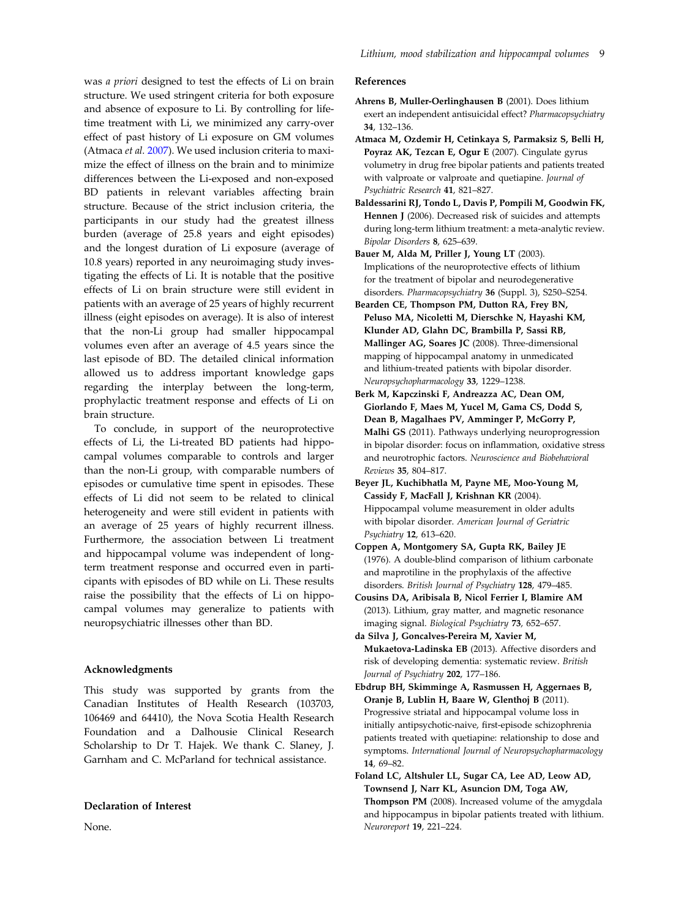was *a priori* designed to test the effects of Li on brain structure. We used stringent criteria for both exposure and absence of exposure to Li. By controlling for lifetime treatment with Li, we minimized any carry-over effect of past history of Li exposure on GM volumes (Atmaca *et al*. 2007). We used inclusion criteria to maximize the effect of illness on the brain and to minimize differences between the Li-exposed and non-exposed BD patients in relevant variables affecting brain structure. Because of the strict inclusion criteria, the participants in our study had the greatest illness burden (average of 25.8 years and eight episodes) and the longest duration of Li exposure (average of 10.8 years) reported in any neuroimaging study investigating the effects of Li. It is notable that the positive effects of Li on brain structure were still evident in patients with an average of 25 years of highly recurrent illness (eight episodes on average). It is also of interest that the non-Li group had smaller hippocampal volumes even after an average of 4.5 years since the last episode of BD. The detailed clinical information allowed us to address important knowledge gaps regarding the interplay between the long-term, prophylactic treatment response and effects of Li on brain structure.

To conclude, in support of the neuroprotective effects of Li, the Li-treated BD patients had hippocampal volumes comparable to controls and larger than the non-Li group, with comparable numbers of episodes or cumulative time spent in episodes. These effects of Li did not seem to be related to clinical heterogeneity and were still evident in patients with an average of 25 years of highly recurrent illness. Furthermore, the association between Li treatment and hippocampal volume was independent of long-term treatment response and occurred even in participants with episodes of BD while on Li. These results raise the possibility that the effects of Li on hippocampal volumes may generalize to patients with neuropsychiatric illnesses other than BD.

## Acknowledgments

This study was supported by grants from the Canadian Institutes of Health Research (103703, 106469 and 64410), the Nova Scotia Health Research Foundation and a Dalhousie Clinical Research Scholarship to Dr T. Hajek. We thank C. Slaney, J. Garnham and C. McParland for technical assistance.

## Declaration of Interest

None.

## References

**Ahrens B, Muller-Oerlinghausen B** (2001). Does lithium exert an independent antisuicidal effect? *Pharmacopsychiatry* **34**, 132–136.

**Atmaca M, Ozdemir H, Cetinkaya S, Parmaksiz S, Belli H, Poyraz AK, Tezcan E, Ogur E** (2007). Cingulate gyrus volumetry in drug free bipolar patients and patients treated with valproate or valproate and quetiapine. *Journal of Psychiatric Research* **41**, 821–827.

**Baldessarini RJ, Tondo L, Davis P, Pompili M, Goodwin FK, Hennen J** (2006). Decreased risk of suicides and attempts during long-term lithium treatment: a meta-analytic review. *Bipolar Disorders* **8**, 625–639.

**Bauer M, Alda M, Priller J, Young LT** (2003). Implications of the neuroprotective effects of lithium for the treatment of bipolar and neurodegenerative disorders. *Pharmacopsychiatry* **36** (Suppl. 3), S250–S254.

**Bearden CE, Thompson PM, Dutton RA, Frey BN, Peluso MA, Nicoletti M, Dierschke N, Hayashi KM, Klunder AD, Glahn DC, Brambilla P, Sassi RB, Mallinger AG, Soares JC** (2008). Three-dimensional mapping of hippocampal anatomy in unmedicated and lithium-treated patients with bipolar disorder. *Neuropsychopharmacology* **33**, 1229–1238.

**Berk M, Kapczinski F, Andreazza AC, Dean OM, Giorlando F, Maes M, Yucel M, Gama CS, Dodd S, Dean B, Magalhaes PV, Amminger P, McGorry P, Malhi GS** (2011). Pathways underlying neuroprogression in bipolar disorder: focus on inflammation, oxidative stress and neurotrophic factors. *Neuroscience and Biobehavioral Reviews* **35**, 804–817.

**Beyer JL, Kuchibhatla M, Payne ME, Moo-Young M, Cassidy F, MacFall J, Krishnan KR** (2004). Hippocampal volume measurement in older adults with bipolar disorder. *American Journal of Geriatric Psychiatry* **12**, 613–620.

**Coppen A, Montgomery SA, Gupta RK, Bailey JE** (1976). A double-blind comparison of lithium carbonate and maprotiline in the prophylaxis of the affective disorders. *British Journal of Psychiatry* **128**, 479–485.

**Cousins DA, Aribisala B, Nicol Ferrier I, Blamire AM** (2013). Lithium, gray matter, and magnetic resonance imaging signal. *Biological Psychiatry* **73**, 652–657.

**da Silva J, Goncalves-Pereira M, Xavier M, Mukaetova-Ladinska EB** (2013). Affective disorders and risk of developing dementia: systematic review. *British Journal of Psychiatry* **202**, 177–186.

**Ebdrup BH, Skimminge A, Rasmussen H, Aggernaes B, Oranje B, Lublin H, Baare W, Glenthoj B** (2011). Progressive striatal and hippocampal volume loss in initially antipsychotic-naive, first-episode schizophrenia patients treated with quetiapine: relationship to dose and symptoms. *International Journal of Neuropsychopharmacology* **14**, 69–82.

**Foland LC, Altshuler LL, Sugar CA, Lee AD, Leow AD, Townsend J, Narr KL, Asuncion DM, Toga AW, Thompson PM** (2008). Increased volume of the amygdala and hippocampus in bipolar patients treated with lithium. *Neuroreport* **19**, 221–224.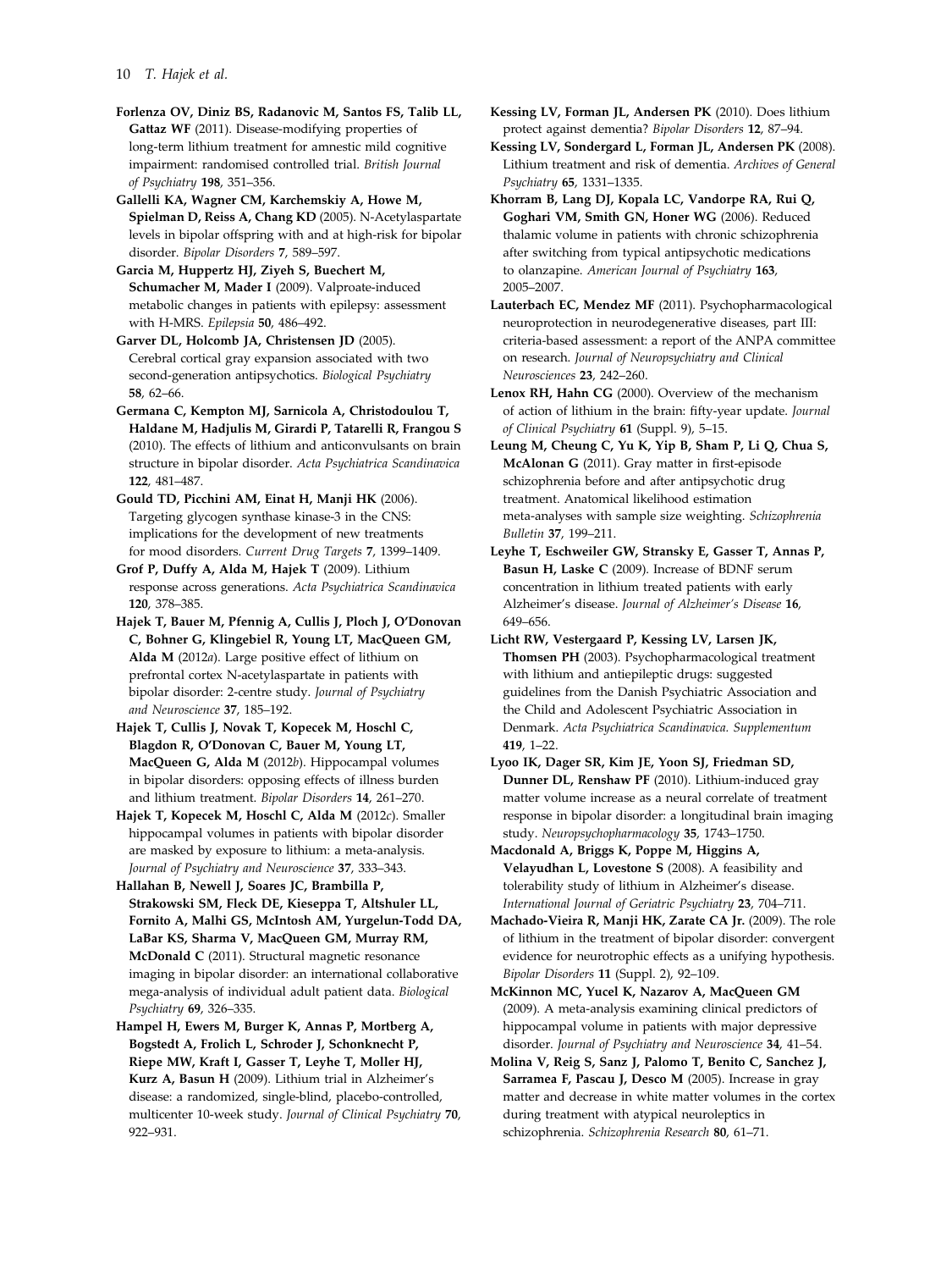**Forlenza OV, Diniz BS, Radanovic M, Santos FS, Talib LL, Gattaz WF** (2011). Disease-modifying properties of long-term lithium treatment for amnestic mild cognitive impairment: randomised controlled trial. *British Journal of Psychiatry* **198**, 351–356.

**Gallelli KA, Wagner CM, Karchemskiy A, Howe M, Spielman D, Reiss A, Chang KD** (2005). N-Acetylaspartate levels in bipolar offspring with and at high-risk for bipolar disorder. *Bipolar Disorders* **7**, 589–597.

**Garcia M, Huppertz HJ, Ziyeh S, Buechert M, Schumacher M, Mader I** (2009). Valproate-induced metabolic changes in patients with epilepsy: assessment with H-MRS. *Epilepsia* **50**, 486–492.

**Garver DL, Holcomb JA, Christensen JD** (2005). Cerebral cortical gray expansion associated with two second-generation antipsychotics. *Biological Psychiatry* **58**, 62–66.

**Germana C, Kempton MJ, Sarnicola A, Christodoulou T, Haldane M, Hadjulis M, Girardi P, Tatarelli R, Frangou S** (2010). The effects of lithium and anticonvulsants on brain structure in bipolar disorder. *Acta Psychiatrica Scandinavica* **122**, 481–487.

**Gould TD, Picchini AM, Einat H, Manji HK** (2006). Targeting glycogen synthase kinase-3 in the CNS: implications for the development of new treatments for mood disorders. *Current Drug Targets* **7**, 1399–1409.

**Grof P, Duffy A, Alda M, Hajek T** (2009). Lithium response across generations. *Acta Psychiatrica Scandinavica* **120**, 378–385.

**Hajek T, Bauer M, Pfennig A, Cullis J, Ploch J, O'Donovan C, Bohner G, Klingebiel R, Young LT, MacQueen GM, Alda M** (2012*a*). Large positive effect of lithium on prefrontal cortex N-acetylaspartate in patients with bipolar disorder: 2-centre study. *Journal of Psychiatry and Neuroscience* **37**, 185–192.

**Hajek T, Cullis J, Novak T, Kopecek M, Hoschl C, Blagdon R, O'Donovan C, Bauer M, Young LT, MacQueen G, Alda M** (2012*b*). Hippocampal volumes in bipolar disorders: opposing effects of illness burden and lithium treatment. *Bipolar Disorders* **14**, 261–270.

**Hajek T, Kopecek M, Hoschl C, Alda M** (2012*c*). Smaller hippocampal volumes in patients with bipolar disorder are masked by exposure to lithium: a meta-analysis. *Journal of Psychiatry and Neuroscience* **37**, 333–343.

**Hallahan B, Newell J, Soares JC, Brambilla P, Strakowski SM, Fleck DE, Kieseppa T, Altshuler LL, Fornito A, Malhi GS, McIntosh AM, Yurgelun-Todd DA, LaBar KS, Sharma V, MacQueen GM, Murray RM, McDonald C** (2011). Structural magnetic resonance imaging in bipolar disorder: an international collaborative mega-analysis of individual adult patient data. *Biological Psychiatry* **69**, 326–335.

**Hampel H, Ewers M, Burger K, Annas P, Mortberg A, Bogstedt A, Frolich L, Schroder J, Schonknecht P, Riepe MW, Kraft I, Gasser T, Leyhe T, Moller HJ, Kurz A, Basun H** (2009). Lithium trial in Alzheimer's disease: a randomized, single-blind, placebo-controlled, multicenter 10-week study. *Journal of Clinical Psychiatry* **70**, 922–931.

**Kessing LV, Forman JL, Andersen PK** (2010). Does lithium protect against dementia? *Bipolar Disorders* **12**, 87–94.

**Kessing LV, Sondergard L, Forman JL, Andersen PK** (2008). Lithium treatment and risk of dementia. *Archives of General Psychiatry* **65**, 1331–1335.

**Khorram B, Lang DJ, Kopala LC, Vandorpe RA, Rui Q, Goghari VM, Smith GN, Honer WG** (2006). Reduced thalamic volume in patients with chronic schizophrenia after switching from typical antipsychotic medications to olanzapine. *American Journal of Psychiatry* **163**, 2005–2007.

**Lauterbach EC, Mendez MF** (2011). Psychopharmacological neuroprotection in neurodegenerative diseases, part III: criteria-based assessment: a report of the ANPA committee on research. *Journal of Neuropsychiatry and Clinical Neurosciences* **23**, 242–260.

**Lenox RH, Hahn CG** (2000). Overview of the mechanism of action of lithium in the brain: fifty-year update. *Journal of Clinical Psychiatry* **61** (Suppl. 9), 5–15.

**Leung M, Cheung C, Yu K, Yip B, Sham P, Li Q, Chua S, McAlonan G** (2011). Gray matter in first-episode schizophrenia before and after antipsychotic drug treatment. Anatomical likelihood estimation meta-analyses with sample size weighting. *Schizophrenia Bulletin* **37**, 199–211.

**Leyhe T, Eschweiler GW, Stransky E, Gasser T, Annas P, Basun H, Laske C** (2009). Increase of BDNF serum concentration in lithium treated patients with early Alzheimer's disease. *Journal of Alzheimer's Disease* **16**, 649–656.

**Licht RW, Vestergaard P, Kessing LV, Larsen JK, Thomsen PH** (2003). Psychopharmacological treatment with lithium and antiepileptic drugs: suggested guidelines from the Danish Psychiatric Association and the Child and Adolescent Psychiatric Association in Denmark. *Acta Psychiatrica Scandinavica. Supplementum* **419**, 1–22.

**Lyoo IK, Dager SR, Kim JE, Yoon SJ, Friedman SD, Dunner DL, Renshaw PF** (2010). Lithium-induced gray matter volume increase as a neural correlate of treatment response in bipolar disorder: a longitudinal brain imaging study. *Neuropsychopharmacology* **35**, 1743–1750.

**Macdonald A, Briggs K, Poppe M, Higgins A, Velayudhan L, Lovestone S** (2008). A feasibility and tolerability study of lithium in Alzheimer's disease. *International Journal of Geriatric Psychiatry* **23**, 704–711.

**Machado-Vieira R, Manji HK, Zarate CA Jr.** (2009). The role of lithium in the treatment of bipolar disorder: convergent evidence for neurotrophic effects as a unifying hypothesis. *Bipolar Disorders* **11** (Suppl. 2), 92–109.

**McKinnon MC, Yucel K, Nazarov A, MacQueen GM** (2009). A meta-analysis examining clinical predictors of hippocampal volume in patients with major depressive disorder. *Journal of Psychiatry and Neuroscience* **34**, 41–54.

**Molina V, Reig S, Sanz J, Palomo T, Benito C, Sanchez J, Sarramea F, Pascau J, Desco M** (2005). Increase in gray matter and decrease in white matter volumes in the cortex during treatment with atypical neuroleptics in schizophrenia. *Schizophrenia Research* **80**, 61–71.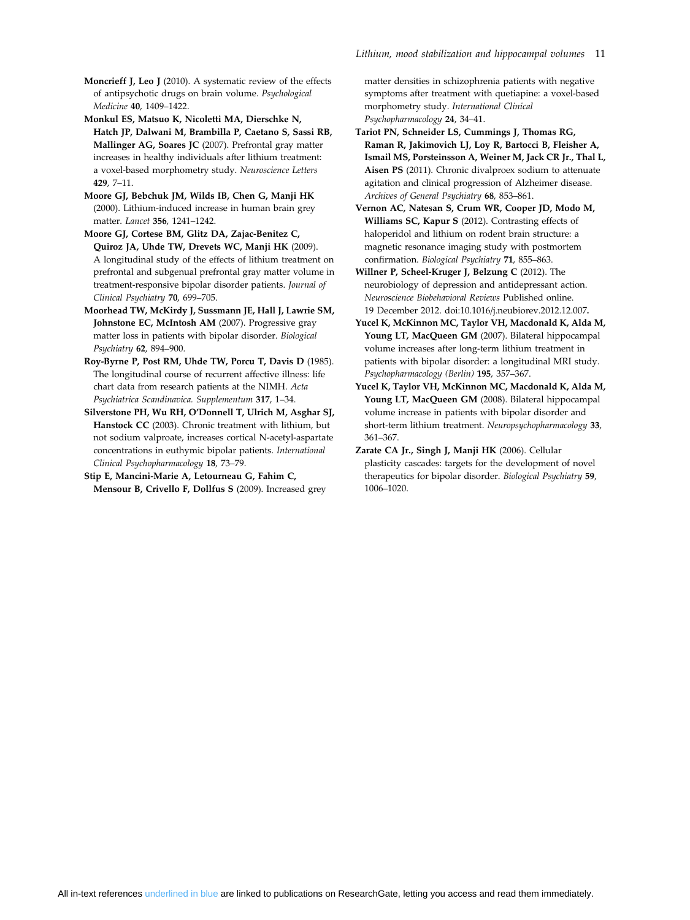**Moncrieff J, Leo J** (2010). A systematic review of the effects of antipsychotic drugs on brain volume. *Psychological Medicine* **40**, 1409–1422.

**Monkul ES, Matsuo K, Nicoletti MA, Dierschke N, Hatch JP, Dalwani M, Brambilla P, Caetano S, Sassi RB, Mallinger AG, Soares JC** (2007). Prefrontal gray matter increases in healthy individuals after lithium treatment: a voxel-based morphometry study. *Neuroscience Letters* **429**, 7–11.

**Moore GJ, Bebchuk JM, Wilds IB, Chen G, Manji HK** (2000). Lithium-induced increase in human brain grey matter. *Lancet* **356**, 1241–1242.

**Moore GJ, Cortese BM, Glitz DA, Zajac-Benitez C, Quiroz JA, Uhde TW, Drevets WC, Manji HK** (2009). A longitudinal study of the effects of lithium treatment on prefrontal and subgenual prefrontal gray matter volume in treatment-responsive bipolar disorder patients. *Journal of Clinical Psychiatry* **70**, 699–705.

**Moorhead TW, McKirdy J, Sussmann JE, Hall J, Lawrie SM, Johnstone EC, McIntosh AM** (2007). Progressive gray matter loss in patients with bipolar disorder. *Biological Psychiatry* **62**, 894–900.

**Roy-Byrne P, Post RM, Uhde TW, Porcu T, Davis D** (1985). The longitudinal course of recurrent affective illness: life chart data from research patients at the NIMH. *Acta Psychiatrica Scandinavica. Supplementum* **317**, 1–34.

**Silverstone PH, Wu RH, O'Donnell T, Ulrich M, Asghar SJ, Hanstock CC** (2003). Chronic treatment with lithium, but not sodium valproate, increases cortical N-acetyl-aspartate concentrations in euthymic bipolar patients. *International Clinical Psychopharmacology* **18**, 73–79.

**Stip E, Mancini-Marie A, Letourneau G, Fahim C, Mensour B, Crivello F, Dollfus S** (2009). Increased grey matter densities in schizophrenia patients with negative symptoms after treatment with quetiapine: a voxel-based morphometry study. *International Clinical Psychopharmacology* **24**, 34–41.

**Tariot PN, Schneider LS, Cummings J, Thomas RG, Raman R, Jakimovich LJ, Loy R, Bartocci B, Fleisher A, Ismail MS, Porsteinsson A, Weiner M, Jack CR Jr., Thal L, Aisen PS** (2011). Chronic divalproex sodium to attenuate agitation and clinical progression of Alzheimer disease. *Archives of General Psychiatry* **68**, 853–861.

**Vernon AC, Natesan S, Crum WR, Cooper JD, Modo M, Williams SC, Kapur S** (2012). Contrasting effects of haloperidol and lithium on rodent brain structure: a magnetic resonance imaging study with postmortem confirmation. *Biological Psychiatry* **71**, 855–863.

**Willner P, Scheel-Kruger J, Belzung C** (2012). The neurobiology of depression and antidepressant action. *Neuroscience Biobehavioral Reviews* Published online. 19 December 2012. doi:10.1016/j.neubiorev.2012.12.007.

**Yucel K, McKinnon MC, Taylor VH, Macdonald K, Alda M, Young LT, MacQueen GM** (2007). Bilateral hippocampal volume increases after long-term lithium treatment in patients with bipolar disorder: a longitudinal MRI study. *Psychopharmacology (Berlin)* **195**, 357–367.

**Yucel K, Taylor VH, McKinnon MC, Macdonald K, Alda M, Young LT, MacQueen GM** (2008). Bilateral hippocampal volume increase in patients with bipolar disorder and short-term lithium treatment. *Neuropsychopharmacology* **33**, 361–367.

**Zarate CA Jr., Singh J, Manji HK** (2006). Cellular plasticity cascades: targets for the development of novel therapeutics for bipolar disorder. *Biological Psychiatry* **59**, 1006–1020.

All in-text references underlined in blue are linked to publications on ResearchGate, letting you access and read them immediately.